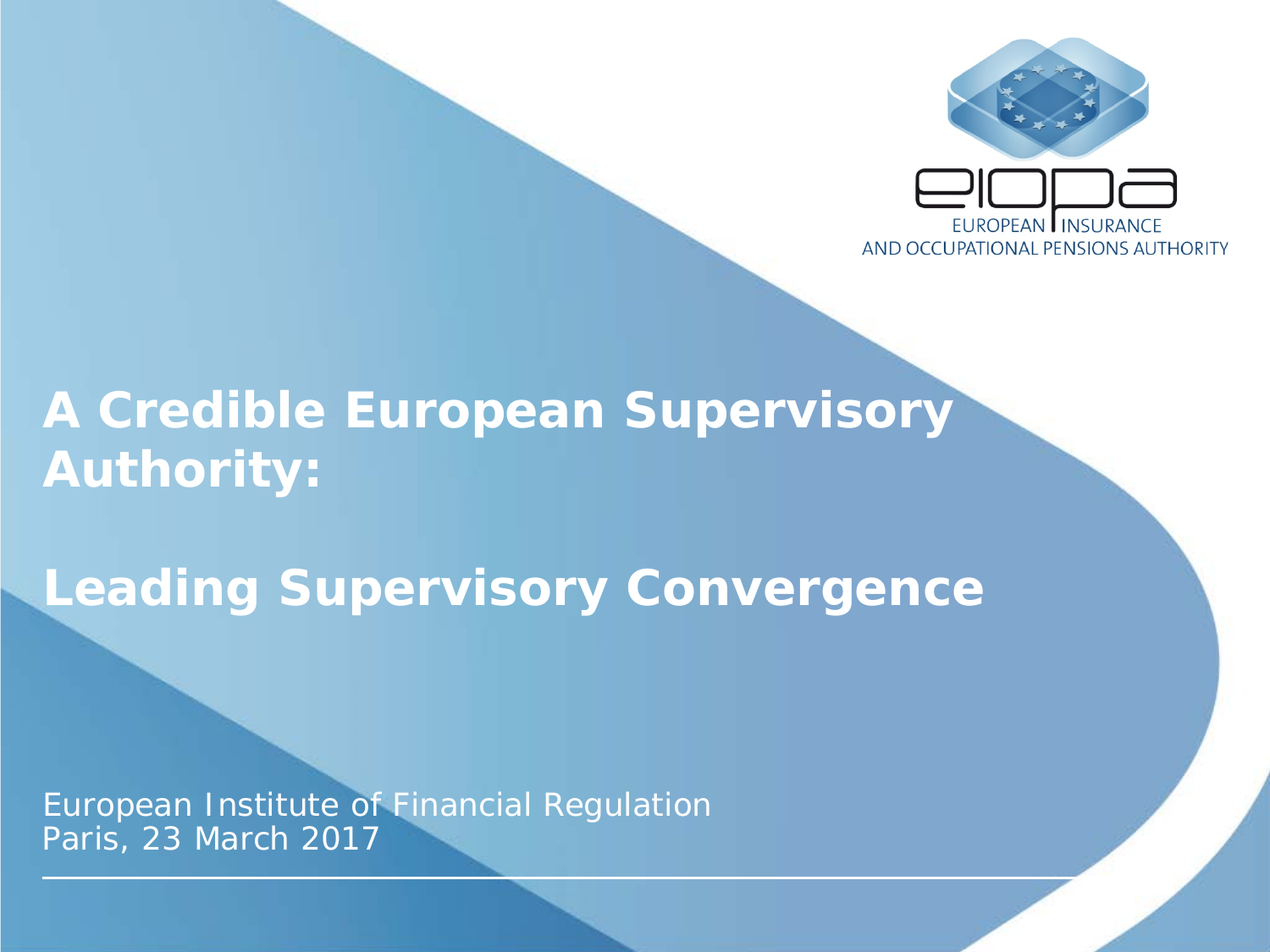# A Credible European Supervisory Authority:

# Leading Supervisory Convergence

EIOPA
EUROPEAN INSURANCE AND OCCUPATIONAL PENSIONS AUTHORITY

European Institute of Financial Regulation
Paris, 23 March 2017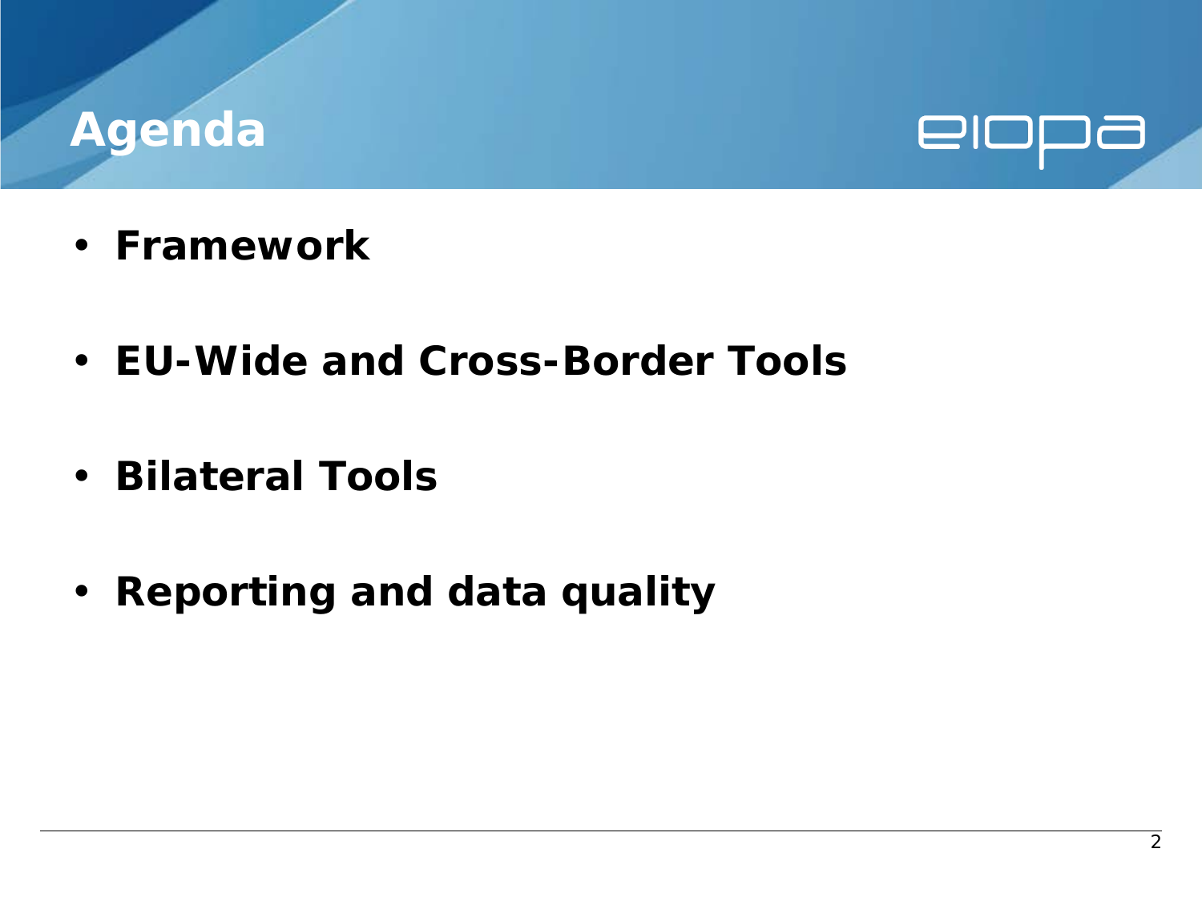# Agenda

- **Framework**
- **EU-Wide and Cross-Border Tools**
- **Bilateral Tools**
- **Reporting and data quality**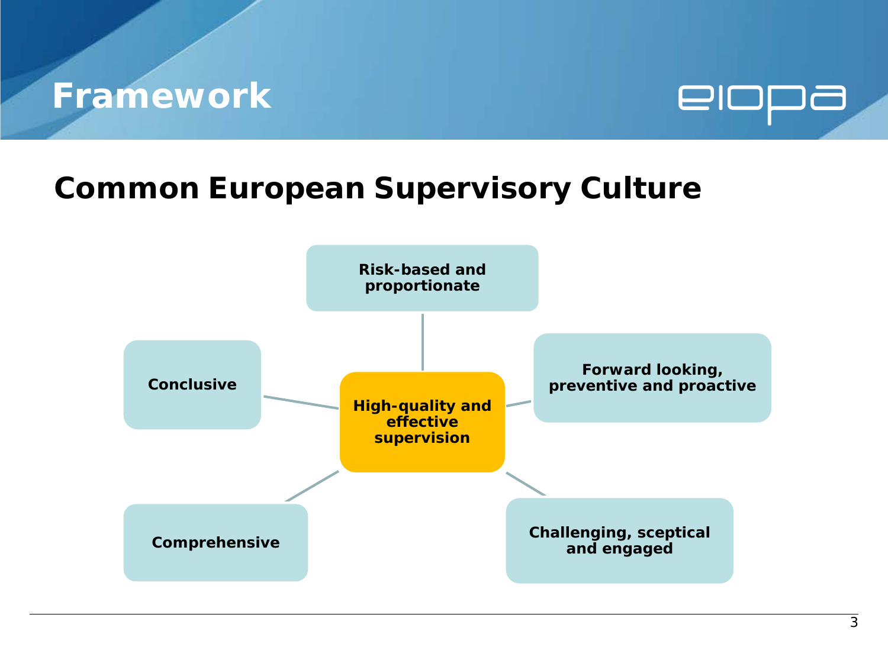# Framework

## Common European Supervisory Culture

High-quality and effective supervision

Risk-based and proportionate

Forward looking, preventive and proactive

Challenging, sceptical and engaged

Comprehensive

Conclusive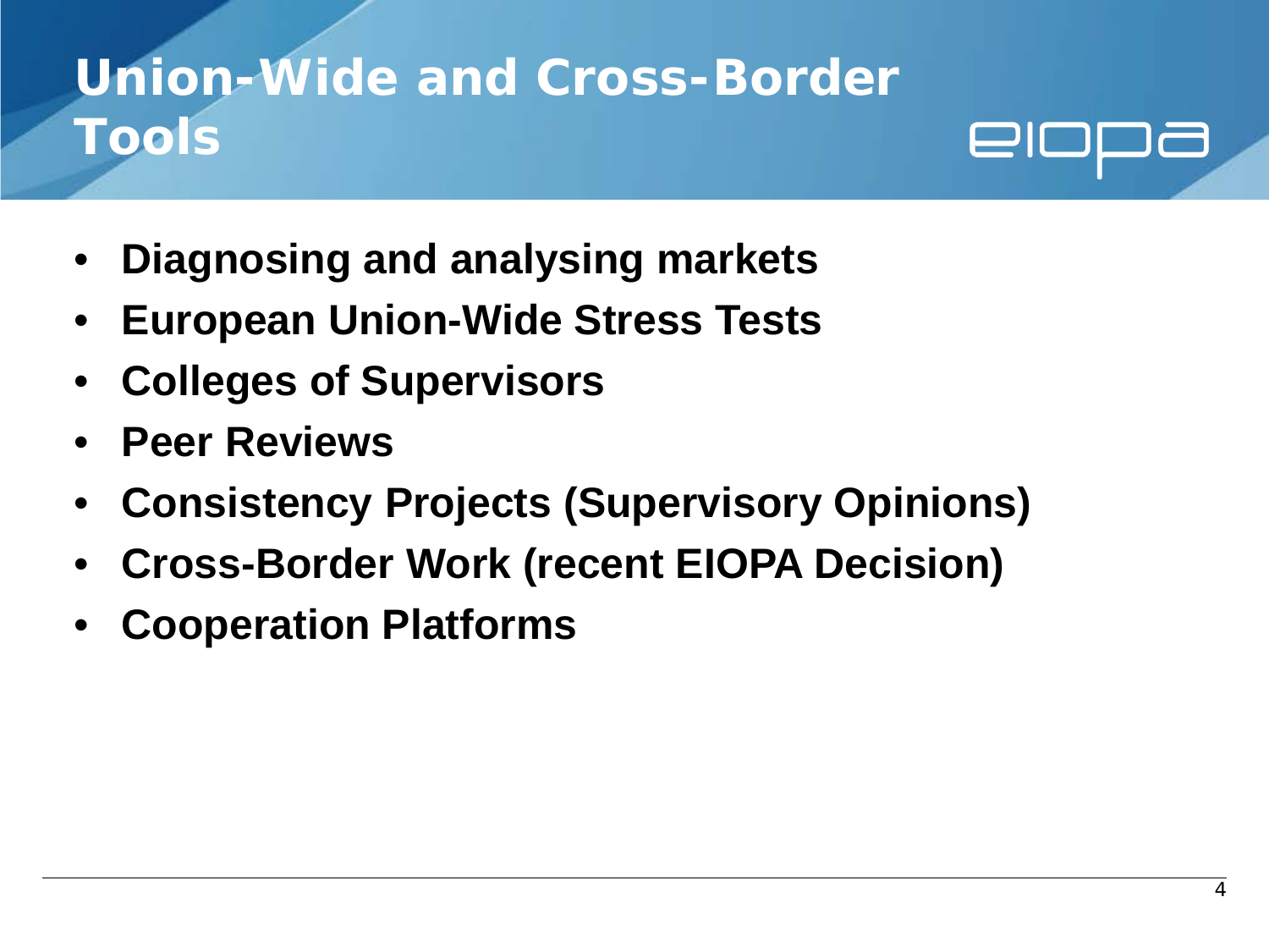# Union-Wide and Cross-Border Tools

- **Diagnosing and analysing markets**
- **European Union-Wide Stress Tests**
- **Colleges of Supervisors**
- **Peer Reviews**
- **Consistency Projects (Supervisory Opinions)**
- **Cross-Border Work (recent EIOPA Decision)**
- **Cooperation Platforms**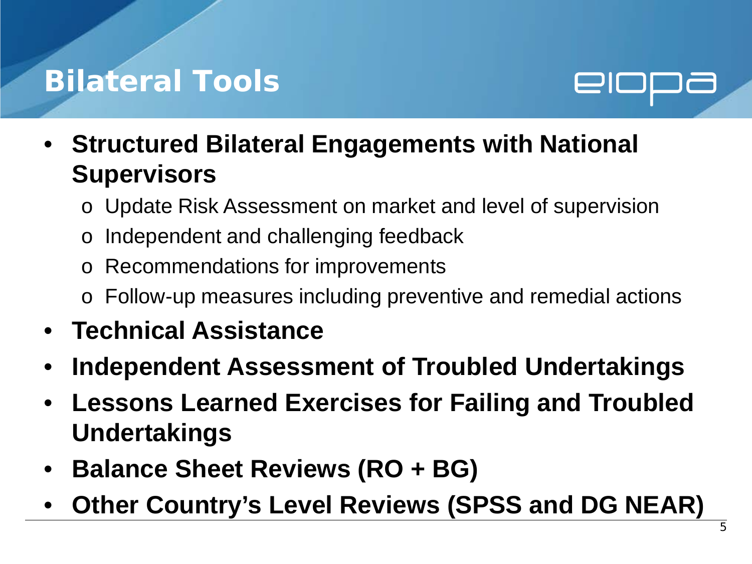# Bilateral Tools

- **Structured Bilateral Engagements with National Supervisors**
  - Update Risk Assessment on market and level of supervision
  - Independent and challenging feedback
  - Recommendations for improvements
  - Follow-up measures including preventive and remedial actions
- **Technical Assistance**
- **Independent Assessment of Troubled Undertakings**
- **Lessons Learned Exercises for Failing and Troubled Undertakings**
- **Balance Sheet Reviews (RO + BG)**
- **Other Country's Level Reviews (SPSS and DG NEAR)**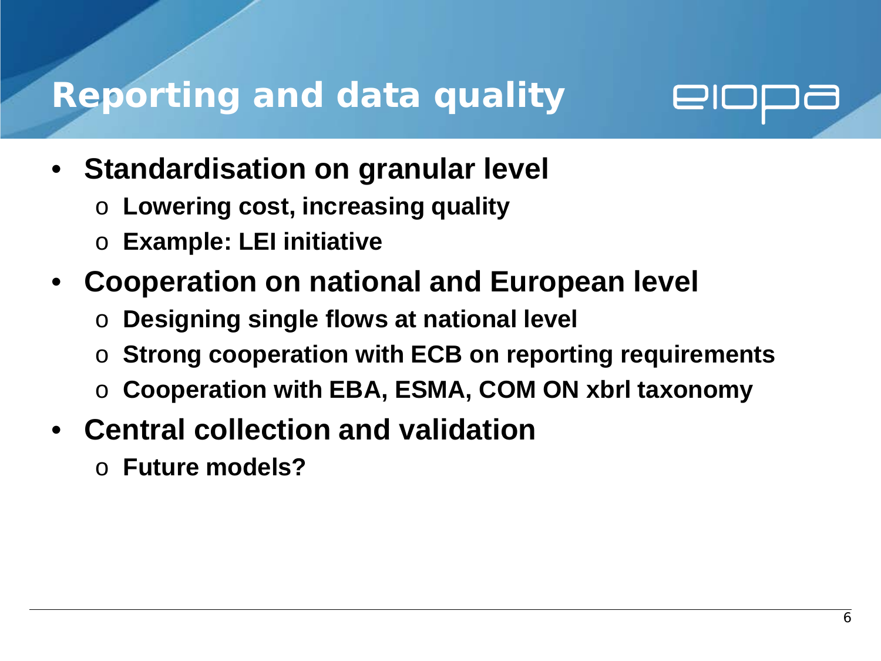# Reporting and data quality

- **Standardisation on granular level**
  - **Lowering cost, increasing quality**
  - **Example: LEI initiative**
- **Cooperation on national and European level**
  - **Designing single flows at national level**
  - **Strong cooperation with ECB on reporting requirements**
  - **Cooperation with EBA, ESMA, COM ON xbrl taxonomy**
- **Central collection and validation**
  - **Future models?**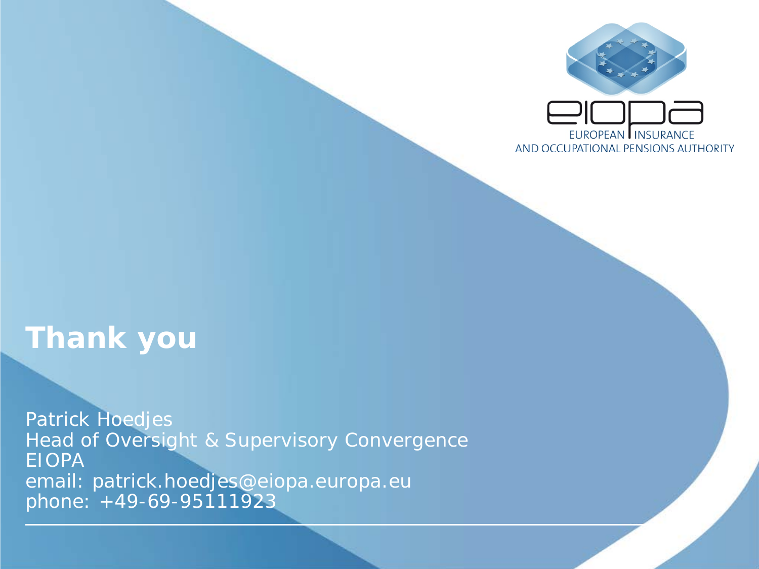EUROPEAN INSURANCE AND OCCUPATIONAL PENSIONS AUTHORITY

# Thank you

Patrick Hoedjes
Head of Oversight & Supervisory Convergence
EIOPA
email: patrick.hoedjes@eiopa.europa.eu
phone: +49-69-95111923